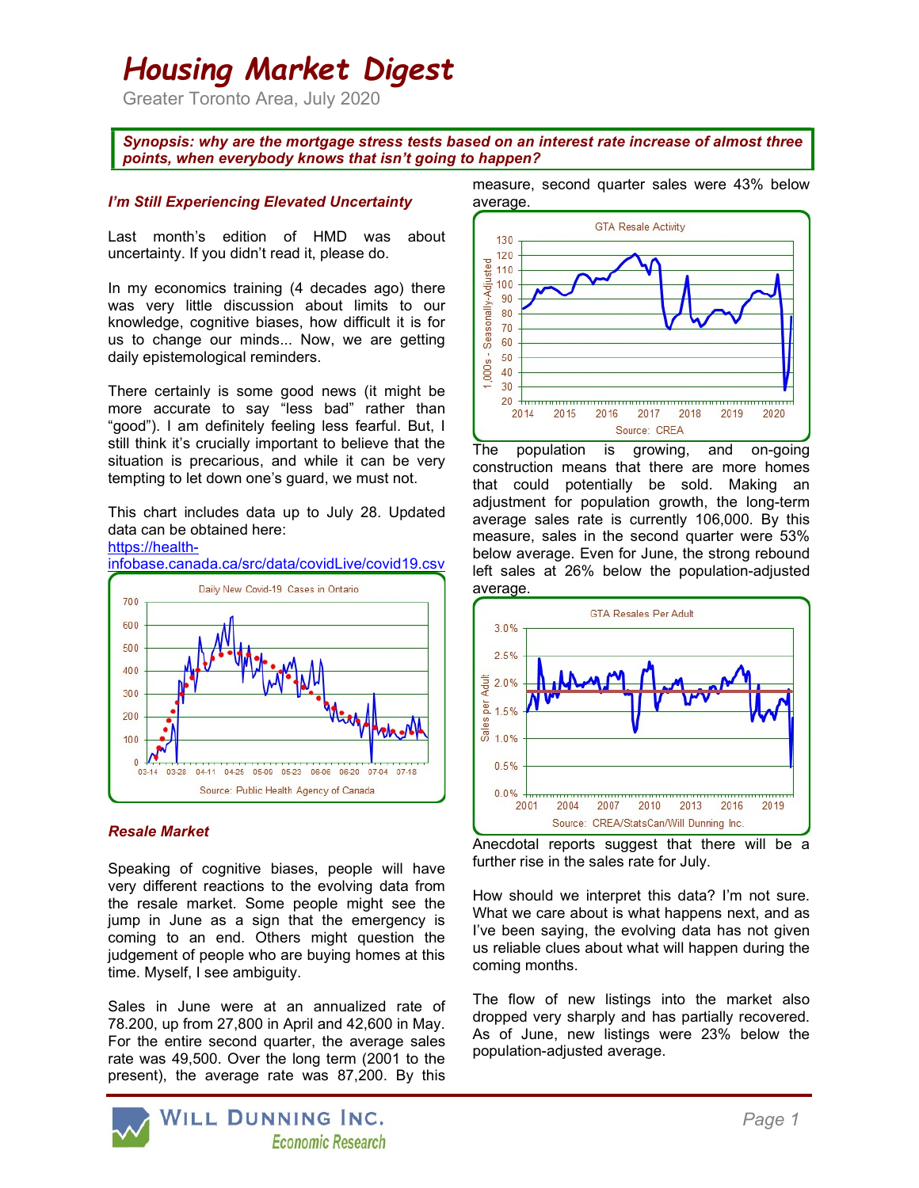# Housing Market Digest

Greater Toronto Area, July 2020

***Synopsis: why are the mortgage stress tests based on an interest rate increase of almost three points, when everybody knows that isn't going to happen?***

### *I'm Still Experiencing Elevated Uncertainty*

Last month's edition of HMD was about uncertainty. If you didn't read it, please do.

In my economics training (4 decades ago) there was very little discussion about limits to our knowledge, cognitive biases, how difficult it is for us to change our minds... Now, we are getting daily epistemological reminders.

There certainly is some good news (it might be more accurate to say "less bad" rather than "good"). I am definitely feeling less fearful. But, I still think it's crucially important to believe that the situation is precarious, and while it can be very tempting to let down one's guard, we must not.

This chart includes data up to July 28. Updated data can be obtained here: [https://health-infobase.canada.ca/src/data/covidLive/covid19.csv](https://health-infobase.canada.ca/src/data/covidLive/covid19.csv)

Daily New Covid-19 Cases in Ontario

Source: Public Health Agency of Canada

### *Resale Market*

Speaking of cognitive biases, people will have very different reactions to the evolving data from the resale market. Some people might see the jump in June as a sign that the emergency is coming to an end. Others might question the judgement of people who are buying homes at this time. Myself, I see ambiguity.

Sales in June were at an annualized rate of 78.200, up from 27,800 in April and 42,600 in May. For the entire second quarter, the average sales rate was 49,500. Over the long term (2001 to the present), the average rate was 87,200. By this measure, second quarter sales were 43% below average.

GTA Resale Activity

Source: CREA

The population is growing, and on-going construction means that there are more homes that could potentially be sold. Making an adjustment for population growth, the long-term average sales rate is currently 106,000. By this measure, sales in the second quarter were 53% below average. Even for June, the strong rebound left sales at 26% below the population-adjusted average.

GTA Resales Per Adult

Source: CREA/StatsCan/Will Dunning Inc.

Anecdotal reports suggest that there will be a further rise in the sales rate for July.

How should we interpret this data? I'm not sure. What we care about is what happens next, and as I've been saying, the evolving data has not given us reliable clues about what will happen during the coming months.

The flow of new listings into the market also dropped very sharply and has partially recovered. As of June, new listings were 23% below the population-adjusted average.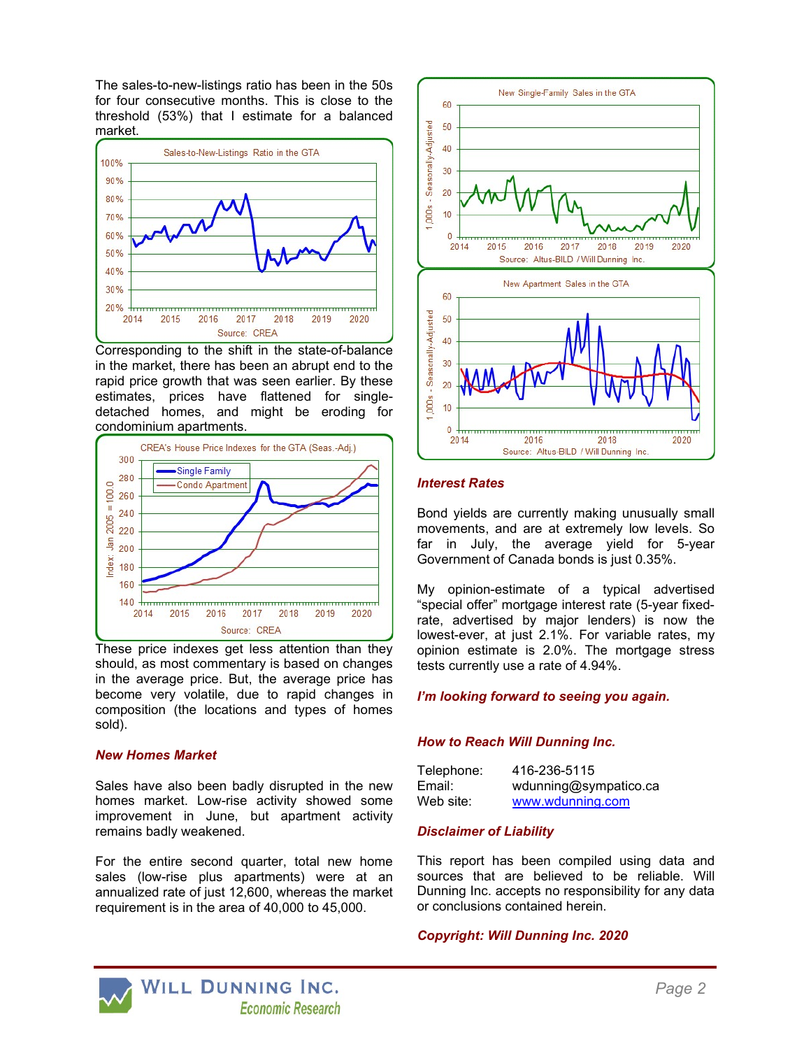The sales-to-new-listings ratio has been in the 50s for four consecutive months. This is close to the threshold (53%) that I estimate for a balanced market.

Sales-to-New-Listings Ratio in the GTA

100%
90%
80%
70%
60%
50%
40%
30%
20%
2014 2015 2016 2017 2018 2019 2020

Source: CREA

Corresponding to the shift in the state-of-balance in the market, there has been an abrupt end to the rapid price growth that was seen earlier. By these estimates, prices have flattened for single-detached homes, and might be eroding for condominium apartments.

CREA's House Price Indexes for the GTA (Seas.-Adj.)

Index: Jan 2005 = 100.0

300
280
260
240
220
200
180
160
140
2014 2015 2016 2017 2018 2019 2020

Single Family
Condo Apartment

Source: CREA

These price indexes get less attention than they should, as most commentary is based on changes in the average price. But, the average price has become very volatile, due to rapid changes in composition (the locations and types of homes sold).

### New Homes Market

Sales have also been badly disrupted in the new homes market. Low-rise activity showed some improvement in June, but apartment activity remains badly weakened.

For the entire second quarter, total new home sales (low-rise plus apartments) were at an annualized rate of just 12,600, whereas the market requirement is in the area of 40,000 to 45,000.

New Single-Family Sales in the GTA

1,000s - Seasonally-Adjusted

60
50
40
30
20
10
0
2014 2015 2016 2017 2018 2019 2020

Source: Altus-BILD / Will Dunning Inc.

New Apartment Sales in the GTA

1,000s - Seasonally-Adjusted

60
50
40
30
20
10
0
2014 2016 2018 2020

Source: Altus-BILD / Will Dunning Inc.

### Interest Rates

Bond yields are currently making unusually small movements, and are at extremely low levels. So far in July, the average yield for 5-year Government of Canada bonds is just 0.35%.

My opinion-estimate of a typical advertised "special offer" mortgage interest rate (5-year fixed-rate, advertised by major lenders) is now the lowest-ever, at just 2.1%. For variable rates, my opinion estimate is 2.0%. The mortgage stress tests currently use a rate of 4.94%.

***I'm looking forward to seeing you again.***

### How to Reach Will Dunning Inc.

| | |
|---|---|
| Telephone: | 416-236-5115 |
| Email: | wdunning@sympatico.ca |
| Web site: | www.wdunning.com |

### Disclaimer of Liability

This report has been compiled using data and sources that are believed to be reliable. Will Dunning Inc. accepts no responsibility for any data or conclusions contained herein.

***Copyright: Will Dunning Inc. 2020***